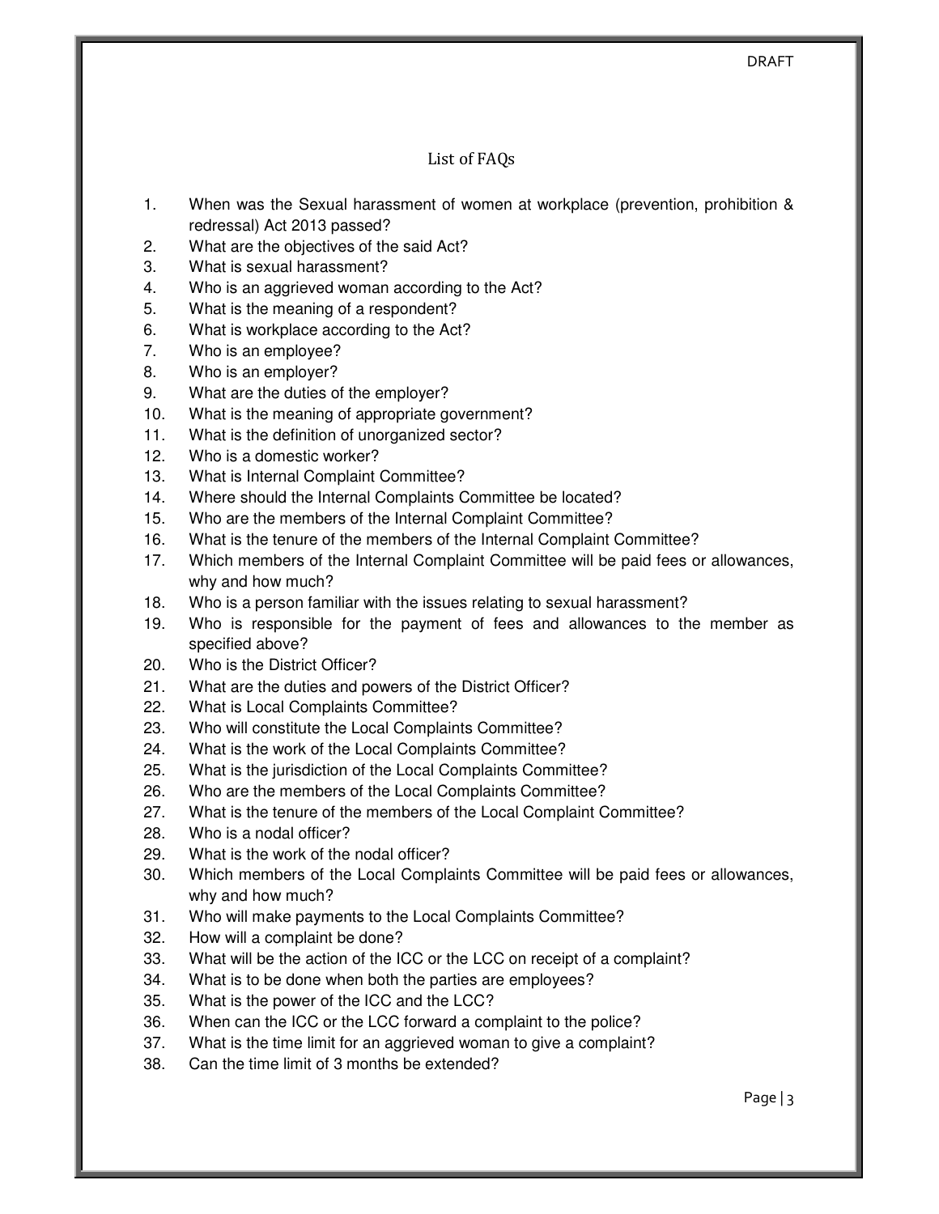DRAFT

# List of FAQs

1. When was the Sexual harassment of women at workplace (prevention, prohibition & redressal) Act 2013 passed?
2. What are the objectives of the said Act?
3. What is sexual harassment?
4. Who is an aggrieved woman according to the Act?
5. What is the meaning of a respondent?
6. What is workplace according to the Act?
7. Who is an employee?
8. Who is an employer?
9. What are the duties of the employer?
10. What is the meaning of appropriate government?
11. What is the definition of unorganized sector?
12. Who is a domestic worker?
13. What is Internal Complaint Committee?
14. Where should the Internal Complaints Committee be located?
15. Who are the members of the Internal Complaint Committee?
16. What is the tenure of the members of the Internal Complaint Committee?
17. Which members of the Internal Complaint Committee will be paid fees or allowances, why and how much?
18. Who is a person familiar with the issues relating to sexual harassment?
19. Who is responsible for the payment of fees and allowances to the member as specified above?
20. Who is the District Officer?
21. What are the duties and powers of the District Officer?
22. What is Local Complaints Committee?
23. Who will constitute the Local Complaints Committee?
24. What is the work of the Local Complaints Committee?
25. What is the jurisdiction of the Local Complaints Committee?
26. Who are the members of the Local Complaints Committee?
27. What is the tenure of the members of the Local Complaint Committee?
28. Who is a nodal officer?
29. What is the work of the nodal officer?
30. Which members of the Local Complaints Committee will be paid fees or allowances, why and how much?
31. Who will make payments to the Local Complaints Committee?
32. How will a complaint be done?
33. What will be the action of the ICC or the LCC on receipt of a complaint?
34. What is to be done when both the parties are employees?
35. What is the power of the ICC and the LCC?
36. When can the ICC or the LCC forward a complaint to the police?
37. What is the time limit for an aggrieved woman to give a complaint?
38. Can the time limit of 3 months be extended?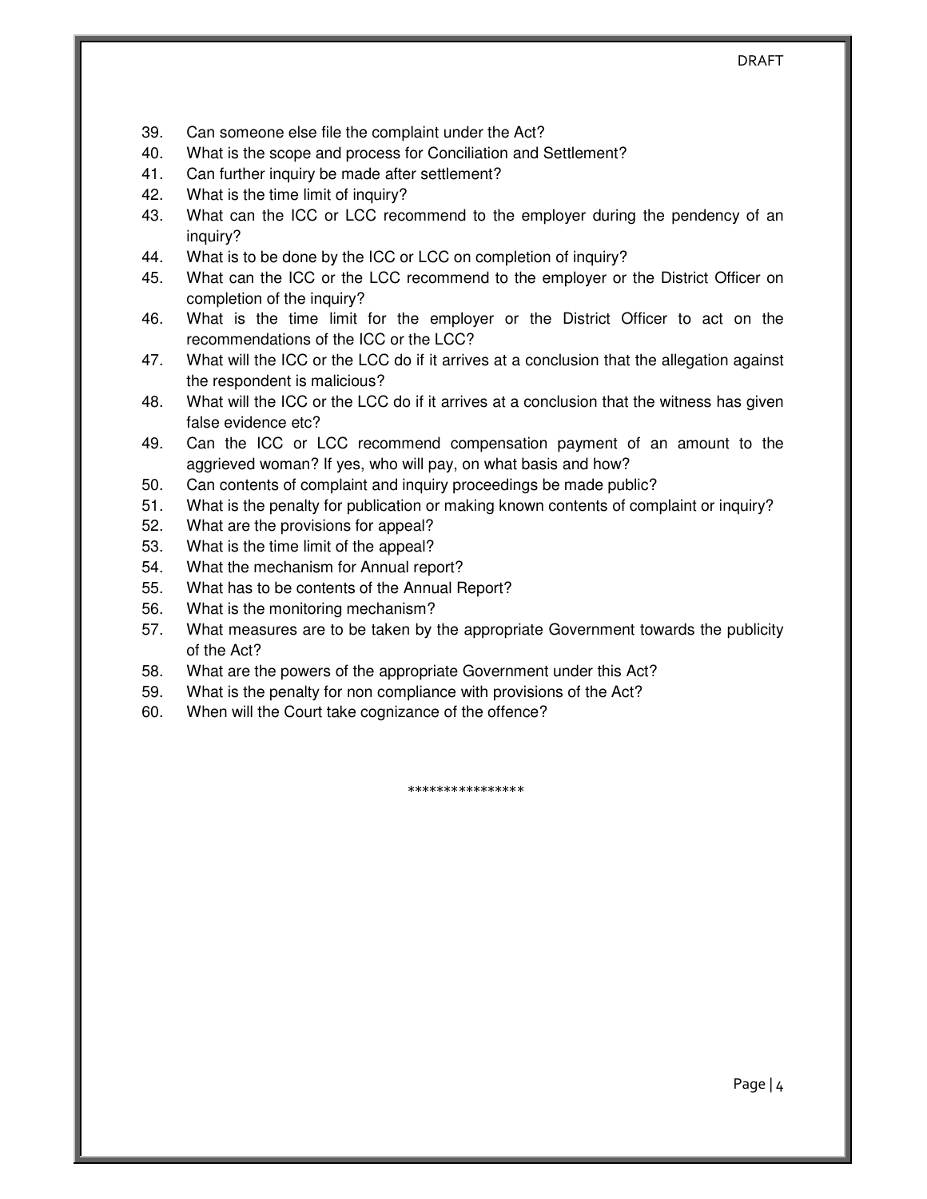39. Can someone else file the complaint under the Act?
40. What is the scope and process for Conciliation and Settlement?
41. Can further inquiry be made after settlement?
42. What is the time limit of inquiry?
43. What can the ICC or LCC recommend to the employer during the pendency of an inquiry?
44. What is to be done by the ICC or LCC on completion of inquiry?
45. What can the ICC or the LCC recommend to the employer or the District Officer on completion of the inquiry?
46. What is the time limit for the employer or the District Officer to act on the recommendations of the ICC or the LCC?
47. What will the ICC or the LCC do if it arrives at a conclusion that the allegation against the respondent is malicious?
48. What will the ICC or the LCC do if it arrives at a conclusion that the witness has given false evidence etc?
49. Can the ICC or LCC recommend compensation payment of an amount to the aggrieved woman? If yes, who will pay, on what basis and how?
50. Can contents of complaint and inquiry proceedings be made public?
51. What is the penalty for publication or making known contents of complaint or inquiry?
52. What are the provisions for appeal?
53. What is the time limit of the appeal?
54. What the mechanism for Annual report?
55. What has to be contents of the Annual Report?
56. What is the monitoring mechanism?
57. What measures are to be taken by the appropriate Government towards the publicity of the Act?
58. What are the powers of the appropriate Government under this Act?
59. What is the penalty for non compliance with provisions of the Act?
60. When will the Court take cognizance of the offence?

****************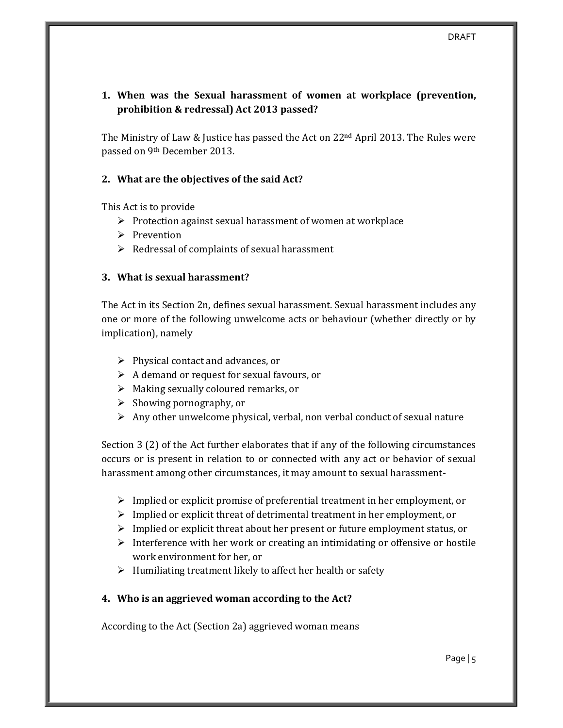1. **When was the Sexual harassment of women at workplace (prevention, prohibition & redressal) Act 2013 passed?**

The Ministry of Law & Justice has passed the Act on 22nd April 2013. The Rules were passed on 9th December 2013.

2. **What are the objectives of the said Act?**

This Act is to provide

- Protection against sexual harassment of women at workplace
- Prevention
- Redressal of complaints of sexual harassment

3. **What is sexual harassment?**

The Act in its Section 2n, defines sexual harassment. Sexual harassment includes any one or more of the following unwelcome acts or behaviour (whether directly or by implication), namely

- Physical contact and advances, or
- A demand or request for sexual favours, or
- Making sexually coloured remarks, or
- Showing pornography, or
- Any other unwelcome physical, verbal, non verbal conduct of sexual nature

Section 3 (2) of the Act further elaborates that if any of the following circumstances occurs or is present in relation to or connected with any act or behavior of sexual harassment among other circumstances, it may amount to sexual harassment-

- Implied or explicit promise of preferential treatment in her employment, or
- Implied or explicit threat of detrimental treatment in her employment, or
- Implied or explicit threat about her present or future employment status, or
- Interference with her work or creating an intimidating or offensive or hostile work environment for her, or
- Humiliating treatment likely to affect her health or safety

4. **Who is an aggrieved woman according to the Act?**

According to the Act (Section 2a) aggrieved woman means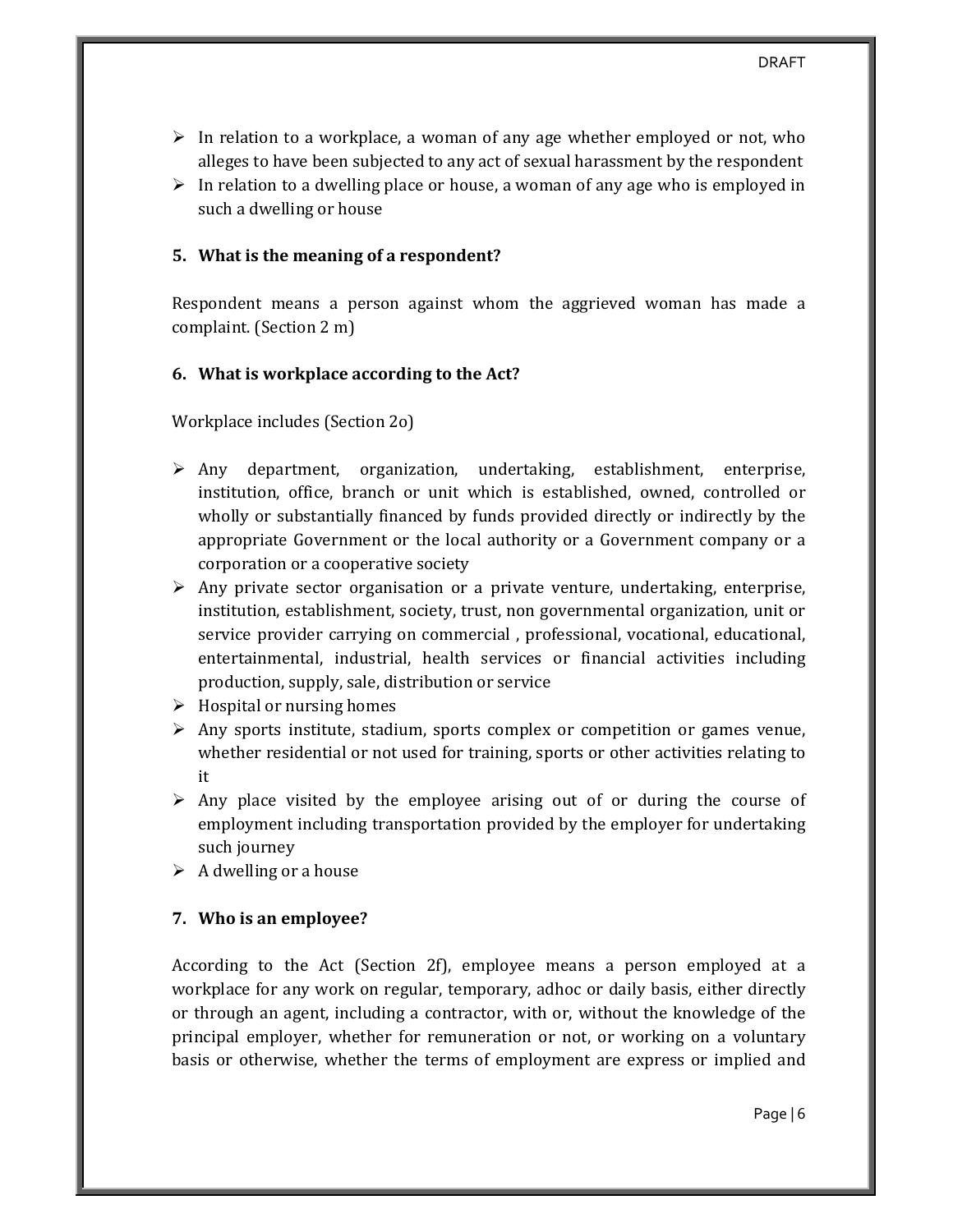- In relation to a workplace, a woman of any age whether employed or not, who alleges to have been subjected to any act of sexual harassment by the respondent
- In relation to a dwelling place or house, a woman of any age who is employed in such a dwelling or house

### 5. What is the meaning of a respondent?

Respondent means a person against whom the aggrieved woman has made a complaint. (Section 2 m)

### 6. What is workplace according to the Act?

Workplace includes (Section 2o)

- Any department, organization, undertaking, establishment, enterprise, institution, office, branch or unit which is established, owned, controlled or wholly or substantially financed by funds provided directly or indirectly by the appropriate Government or the local authority or a Government company or a corporation or a cooperative society
- Any private sector organisation or a private venture, undertaking, enterprise, institution, establishment, society, trust, non governmental organization, unit or service provider carrying on commercial , professional, vocational, educational, entertainmental, industrial, health services or financial activities including production, supply, sale, distribution or service
- Hospital or nursing homes
- Any sports institute, stadium, sports complex or competition or games venue, whether residential or not used for training, sports or other activities relating to it
- Any place visited by the employee arising out of or during the course of employment including transportation provided by the employer for undertaking such journey
- A dwelling or a house

### 7. Who is an employee?

According to the Act (Section 2f), employee means a person employed at a workplace for any work on regular, temporary, adhoc or daily basis, either directly or through an agent, including a contractor, with or, without the knowledge of the principal employer, whether for remuneration or not, or working on a voluntary basis or otherwise, whether the terms of employment are express or implied and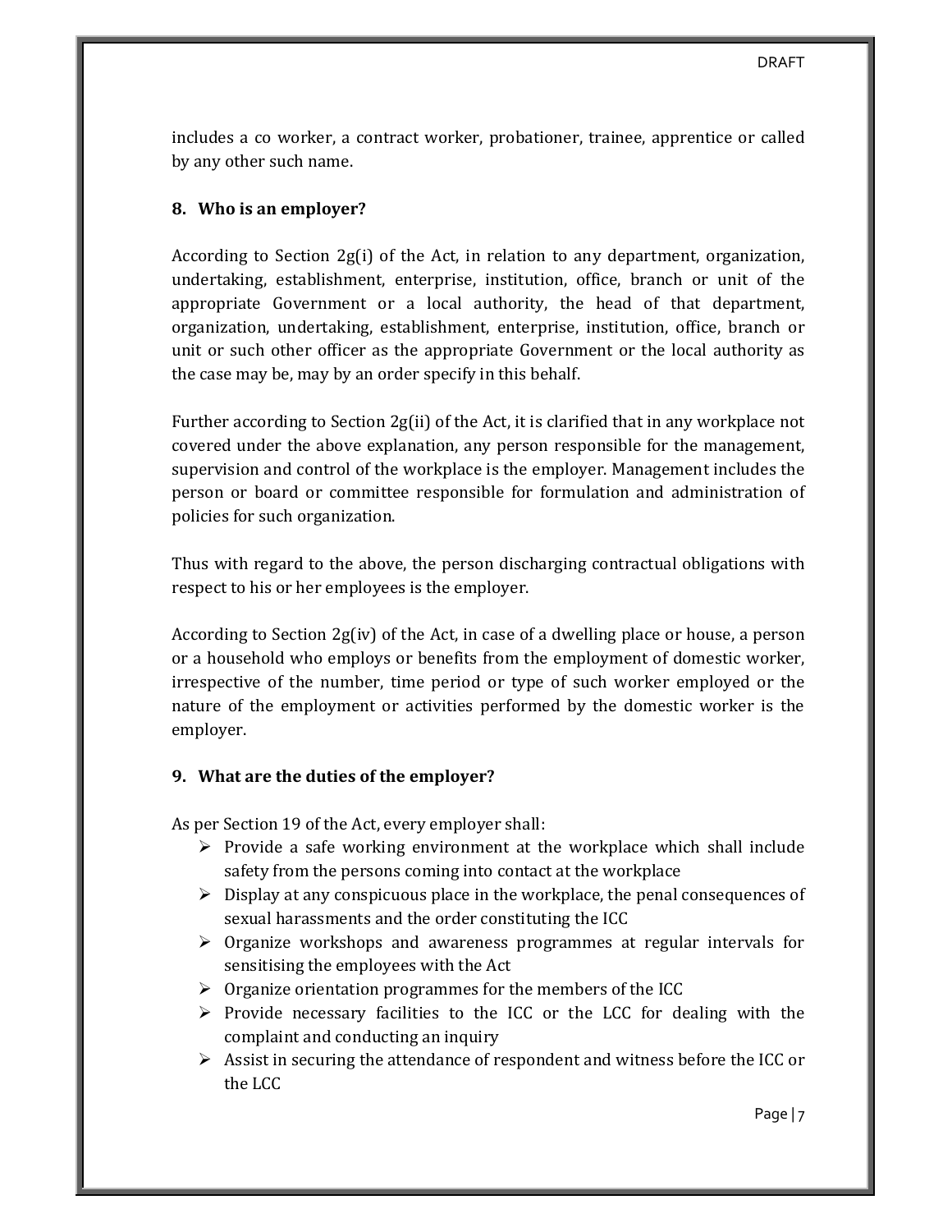includes a co worker, a contract worker, probationer, trainee, apprentice or called by any other such name.

### 8. Who is an employer?

According to Section 2g(i) of the Act, in relation to any department, organization, undertaking, establishment, enterprise, institution, office, branch or unit of the appropriate Government or a local authority, the head of that department, organization, undertaking, establishment, enterprise, institution, office, branch or unit or such other officer as the appropriate Government or the local authority as the case may be, may by an order specify in this behalf.

Further according to Section 2g(ii) of the Act, it is clarified that in any workplace not covered under the above explanation, any person responsible for the management, supervision and control of the workplace is the employer. Management includes the person or board or committee responsible for formulation and administration of policies for such organization.

Thus with regard to the above, the person discharging contractual obligations with respect to his or her employees is the employer.

According to Section 2g(iv) of the Act, in case of a dwelling place or house, a person or a household who employs or benefits from the employment of domestic worker, irrespective of the number, time period or type of such worker employed or the nature of the employment or activities performed by the domestic worker is the employer.

### 9. What are the duties of the employer?

As per Section 19 of the Act, every employer shall:

- Provide a safe working environment at the workplace which shall include safety from the persons coming into contact at the workplace
- Display at any conspicuous place in the workplace, the penal consequences of sexual harassments and the order constituting the ICC
- Organize workshops and awareness programmes at regular intervals for sensitising the employees with the Act
- Organize orientation programmes for the members of the ICC
- Provide necessary facilities to the ICC or the LCC for dealing with the complaint and conducting an inquiry
- Assist in securing the attendance of respondent and witness before the ICC or the LCC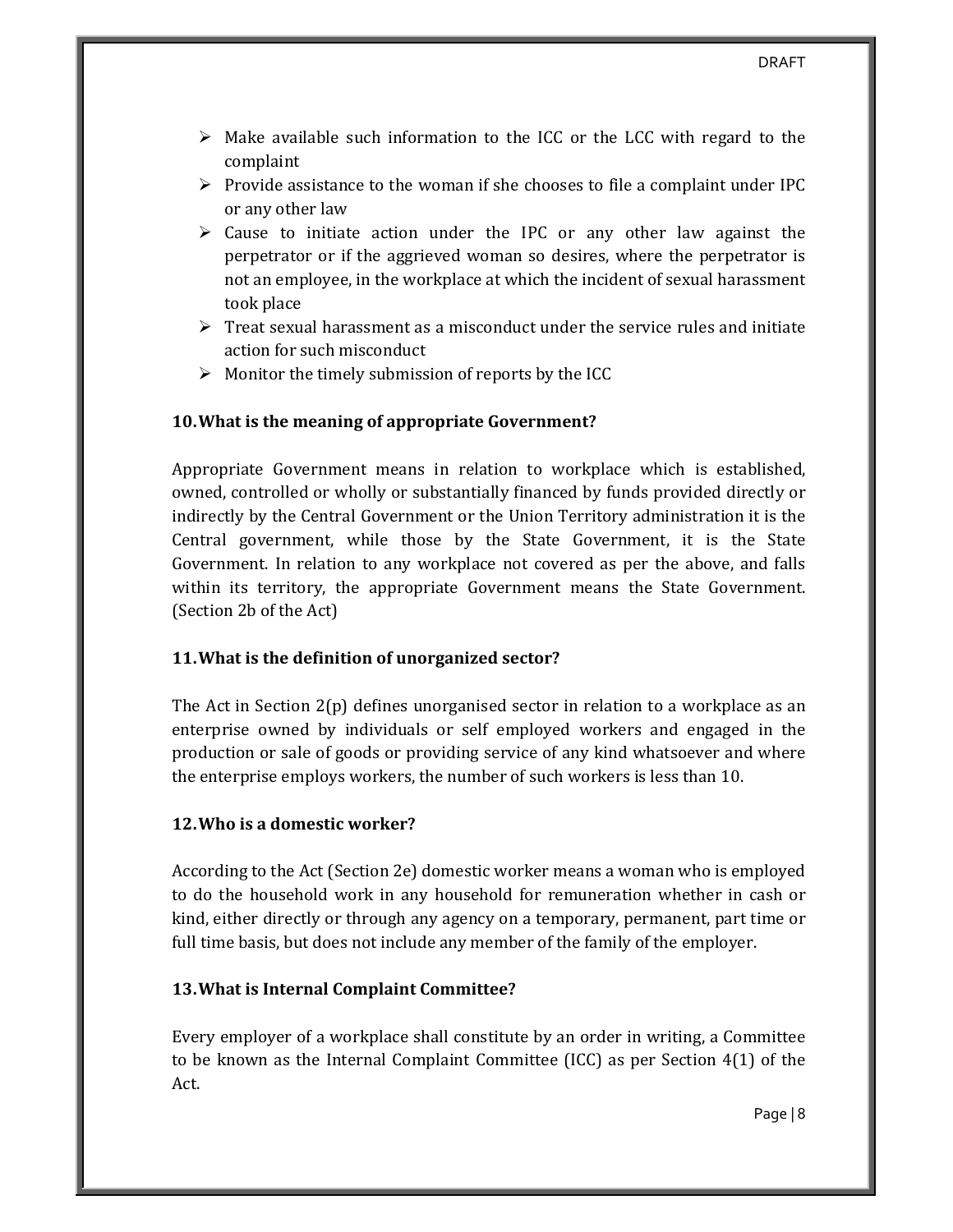- Make available such information to the ICC or the LCC with regard to the complaint
- Provide assistance to the woman if she chooses to file a complaint under IPC or any other law
- Cause to initiate action under the IPC or any other law against the perpetrator or if the aggrieved woman so desires, where the perpetrator is not an employee, in the workplace at which the incident of sexual harassment took place
- Treat sexual harassment as a misconduct under the service rules and initiate action for such misconduct
- Monitor the timely submission of reports by the ICC

### 10. What is the meaning of appropriate Government?

Appropriate Government means in relation to workplace which is established, owned, controlled or wholly or substantially financed by funds provided directly or indirectly by the Central Government or the Union Territory administration it is the Central government, while those by the State Government, it is the State Government. In relation to any workplace not covered as per the above, and falls within its territory, the appropriate Government means the State Government. (Section 2b of the Act)

### 11. What is the definition of unorganized sector?

The Act in Section 2(p) defines unorganised sector in relation to a workplace as an enterprise owned by individuals or self employed workers and engaged in the production or sale of goods or providing service of any kind whatsoever and where the enterprise employs workers, the number of such workers is less than 10.

### 12. Who is a domestic worker?

According to the Act (Section 2e) domestic worker means a woman who is employed to do the household work in any household for remuneration whether in cash or kind, either directly or through any agency on a temporary, permanent, part time or full time basis, but does not include any member of the family of the employer.

### 13. What is Internal Complaint Committee?

Every employer of a workplace shall constitute by an order in writing, a Committee to be known as the Internal Complaint Committee (ICC) as per Section 4(1) of the Act.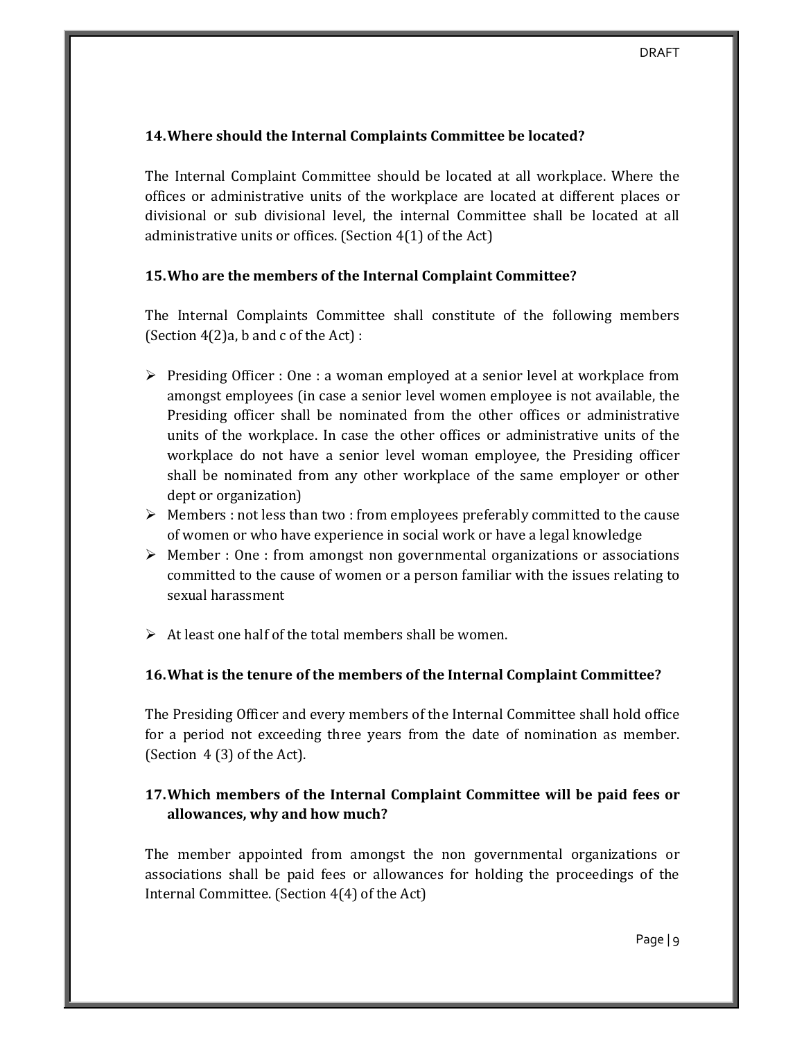**14. Where should the Internal Complaints Committee be located?**

The Internal Complaint Committee should be located at all workplace. Where the offices or administrative units of the workplace are located at different places or divisional or sub divisional level, the internal Committee shall be located at all administrative units or offices. (Section 4(1) of the Act)

**15. Who are the members of the Internal Complaint Committee?**

The Internal Complaints Committee shall constitute of the following members (Section 4(2)a, b and c of the Act) :

- Presiding Officer : One : a woman employed at a senior level at workplace from amongst employees (in case a senior level women employee is not available, the Presiding officer shall be nominated from the other offices or administrative units of the workplace. In case the other offices or administrative units of the workplace do not have a senior level woman employee, the Presiding officer shall be nominated from any other workplace of the same employer or other dept or organization)
- Members : not less than two : from employees preferably committed to the cause of women or who have experience in social work or have a legal knowledge
- Member : One : from amongst non governmental organizations or associations committed to the cause of women or a person familiar with the issues relating to sexual harassment

- At least one half of the total members shall be women.

**16. What is the tenure of the members of the Internal Complaint Committee?**

The Presiding Officer and every members of the Internal Committee shall hold office for a period not exceeding three years from the date of nomination as member. (Section 4 (3) of the Act).

**17. Which members of the Internal Complaint Committee will be paid fees or allowances, why and how much?**

The member appointed from amongst the non governmental organizations or associations shall be paid fees or allowances for holding the proceedings of the Internal Committee. (Section 4(4) of the Act)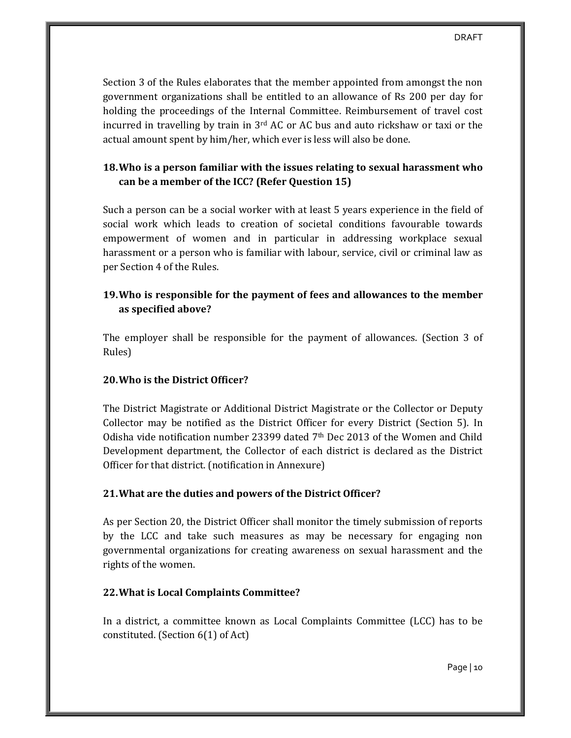Section 3 of the Rules elaborates that the member appointed from amongst the non government organizations shall be entitled to an allowance of Rs 200 per day for holding the proceedings of the Internal Committee. Reimbursement of travel cost incurred in travelling by train in 3rd AC or AC bus and auto rickshaw or taxi or the actual amount spent by him/her, which ever is less will also be done.

### 18. Who is a person familiar with the issues relating to sexual harassment who can be a member of the ICC? (Refer Question 15)

Such a person can be a social worker with at least 5 years experience in the field of social work which leads to creation of societal conditions favourable towards empowerment of women and in particular in addressing workplace sexual harassment or a person who is familiar with labour, service, civil or criminal law as per Section 4 of the Rules.

### 19. Who is responsible for the payment of fees and allowances to the member as specified above?

The employer shall be responsible for the payment of allowances. (Section 3 of Rules)

### 20. Who is the District Officer?

The District Magistrate or Additional District Magistrate or the Collector or Deputy Collector may be notified as the District Officer for every District (Section 5). In Odisha vide notification number 23399 dated 7th Dec 2013 of the Women and Child Development department, the Collector of each district is declared as the District Officer for that district. (notification in Annexure)

### 21. What are the duties and powers of the District Officer?

As per Section 20, the District Officer shall monitor the timely submission of reports by the LCC and take such measures as may be necessary for engaging non governmental organizations for creating awareness on sexual harassment and the rights of the women.

### 22. What is Local Complaints Committee?

In a district, a committee known as Local Complaints Committee (LCC) has to be constituted. (Section 6(1) of Act)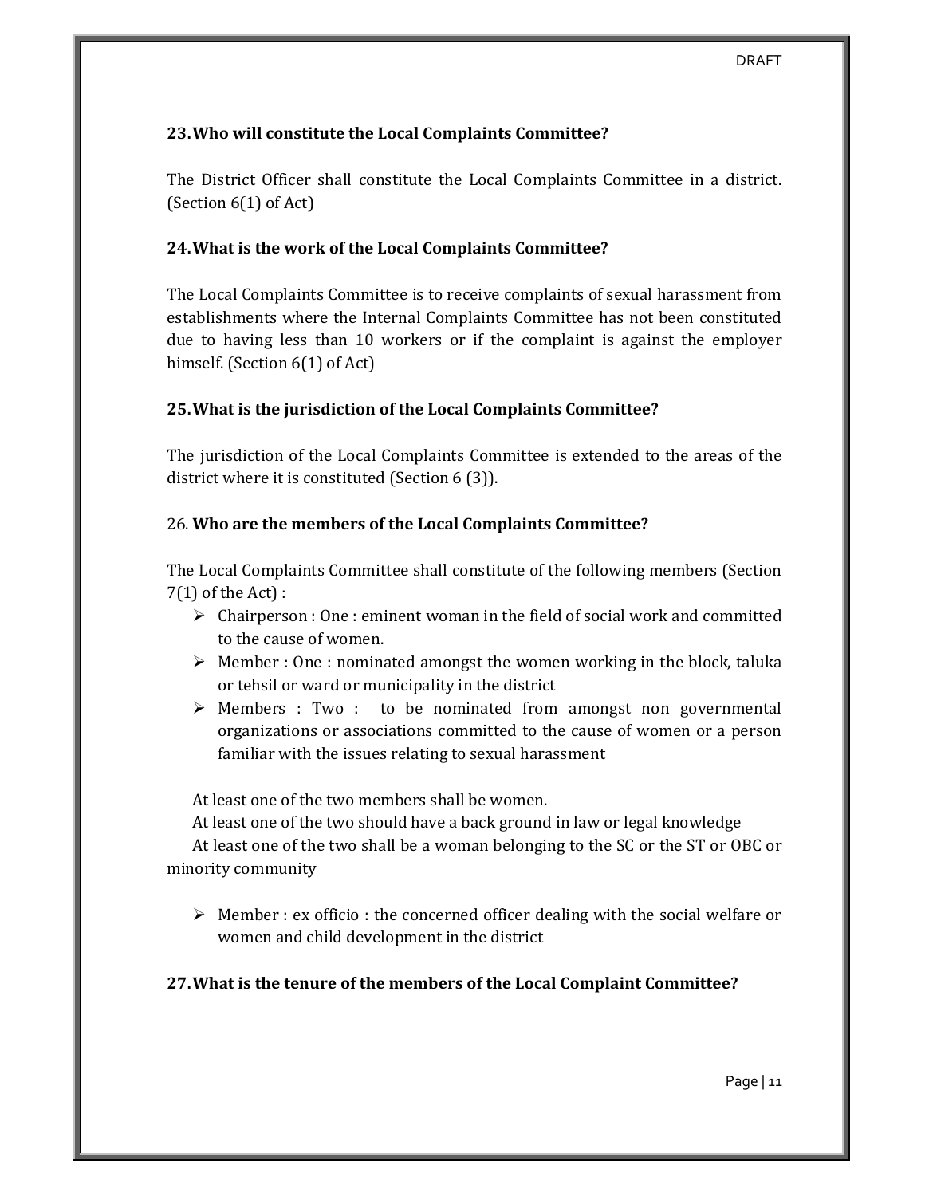### 23. Who will constitute the Local Complaints Committee?

The District Officer shall constitute the Local Complaints Committee in a district. (Section 6(1) of Act)

### 24. What is the work of the Local Complaints Committee?

The Local Complaints Committee is to receive complaints of sexual harassment from establishments where the Internal Complaints Committee has not been constituted due to having less than 10 workers or if the complaint is against the employer himself. (Section 6(1) of Act)

### 25. What is the jurisdiction of the Local Complaints Committee?

The jurisdiction of the Local Complaints Committee is extended to the areas of the district where it is constituted (Section 6 (3)).

### 26. Who are the members of the Local Complaints Committee?

The Local Complaints Committee shall constitute of the following members (Section 7(1) of the Act) :

- Chairperson : One : eminent woman in the field of social work and committed to the cause of women.
- Member : One : nominated amongst the women working in the block, taluka or tehsil or ward or municipality in the district
- Members : Two : to be nominated from amongst non governmental organizations or associations committed to the cause of women or a person familiar with the issues relating to sexual harassment

At least one of the two members shall be women.

At least one of the two should have a back ground in law or legal knowledge

At least one of the two shall be a woman belonging to the SC or the ST or OBC or minority community

- Member : ex officio : the concerned officer dealing with the social welfare or women and child development in the district

### 27. What is the tenure of the members of the Local Complaint Committee?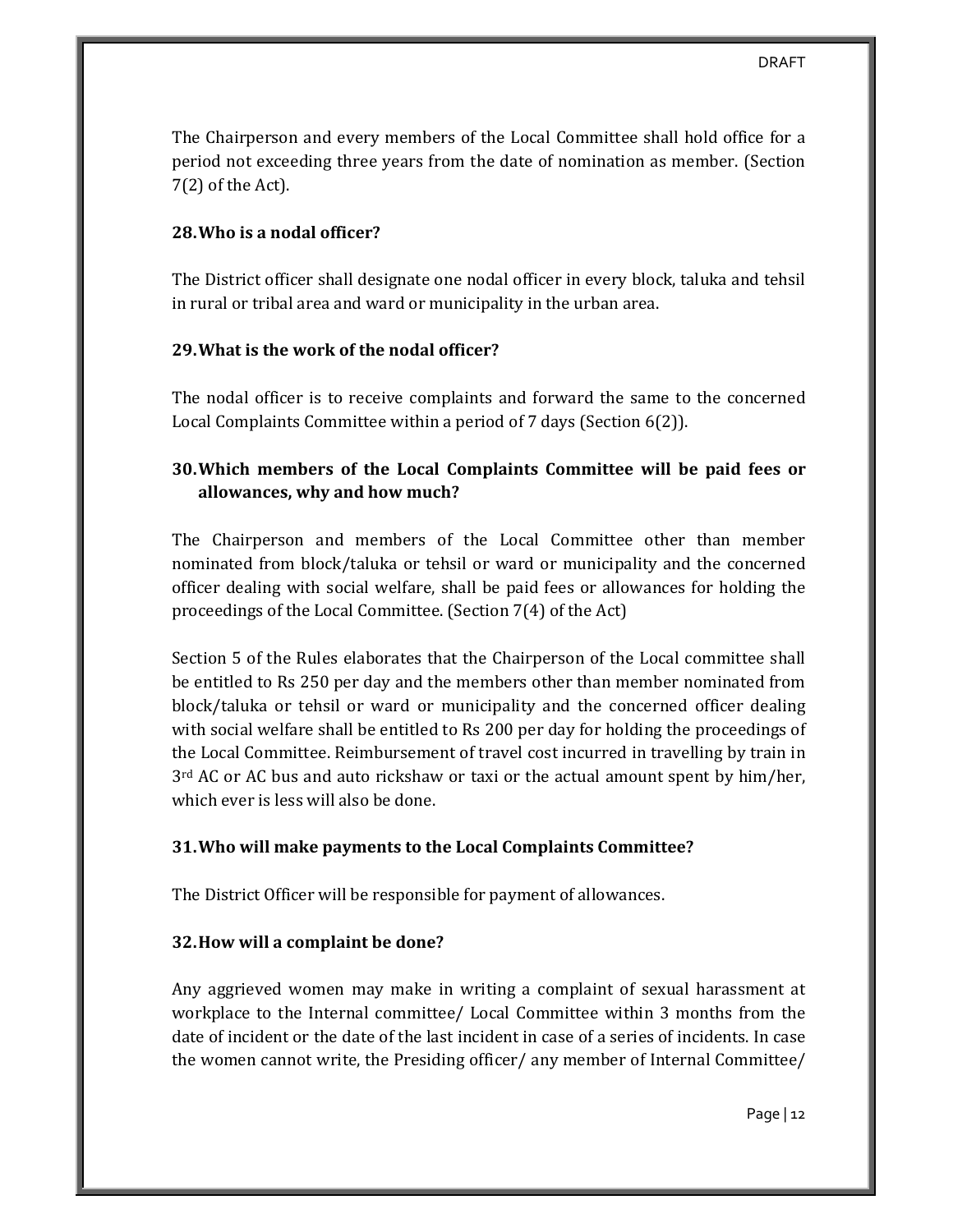The Chairperson and every members of the Local Committee shall hold office for a period not exceeding three years from the date of nomination as member. (Section 7(2) of the Act).

### 28. Who is a nodal officer?

The District officer shall designate one nodal officer in every block, taluka and tehsil in rural or tribal area and ward or municipality in the urban area.

### 29. What is the work of the nodal officer?

The nodal officer is to receive complaints and forward the same to the concerned Local Complaints Committee within a period of 7 days (Section 6(2)).

### 30. Which members of the Local Complaints Committee will be paid fees or allowances, why and how much?

The Chairperson and members of the Local Committee other than member nominated from block/taluka or tehsil or ward or municipality and the concerned officer dealing with social welfare, shall be paid fees or allowances for holding the proceedings of the Local Committee. (Section 7(4) of the Act)

Section 5 of the Rules elaborates that the Chairperson of the Local committee shall be entitled to Rs 250 per day and the members other than member nominated from block/taluka or tehsil or ward or municipality and the concerned officer dealing with social welfare shall be entitled to Rs 200 per day for holding the proceedings of the Local Committee. Reimbursement of travel cost incurred in travelling by train in 3rd AC or AC bus and auto rickshaw or taxi or the actual amount spent by him/her, which ever is less will also be done.

### 31. Who will make payments to the Local Complaints Committee?

The District Officer will be responsible for payment of allowances.

### 32. How will a complaint be done?

Any aggrieved women may make in writing a complaint of sexual harassment at workplace to the Internal committee/ Local Committee within 3 months from the date of incident or the date of the last incident in case of a series of incidents. In case the women cannot write, the Presiding officer/ any member of Internal Committee/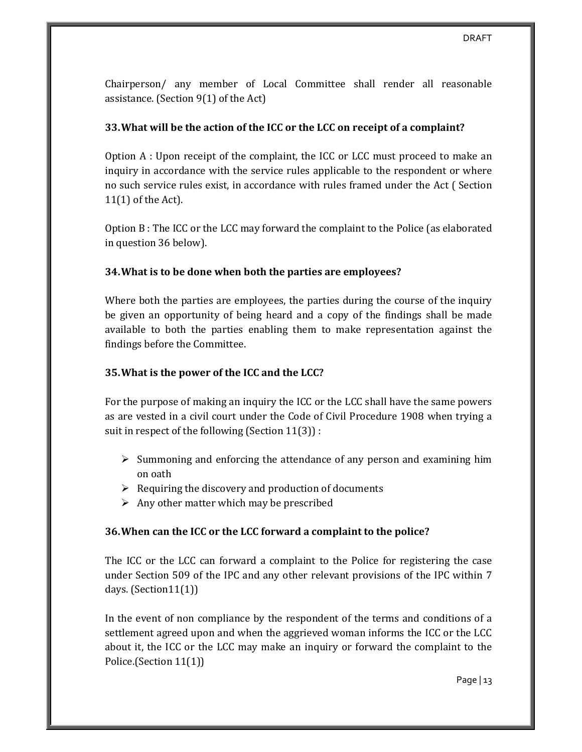Chairperson/ any member of Local Committee shall render all reasonable assistance. (Section 9(1) of the Act)

### 33. What will be the action of the ICC or the LCC on receipt of a complaint?

Option A : Upon receipt of the complaint, the ICC or LCC must proceed to make an inquiry in accordance with the service rules applicable to the respondent or where no such service rules exist, in accordance with rules framed under the Act ( Section 11(1) of the Act).

Option B : The ICC or the LCC may forward the complaint to the Police (as elaborated in question 36 below).

### 34. What is to be done when both the parties are employees?

Where both the parties are employees, the parties during the course of the inquiry be given an opportunity of being heard and a copy of the findings shall be made available to both the parties enabling them to make representation against the findings before the Committee.

### 35. What is the power of the ICC and the LCC?

For the purpose of making an inquiry the ICC or the LCC shall have the same powers as are vested in a civil court under the Code of Civil Procedure 1908 when trying a suit in respect of the following (Section 11(3)) :

- Summoning and enforcing the attendance of any person and examining him on oath
- Requiring the discovery and production of documents
- Any other matter which may be prescribed

### 36. When can the ICC or the LCC forward a complaint to the police?

The ICC or the LCC can forward a complaint to the Police for registering the case under Section 509 of the IPC and any other relevant provisions of the IPC within 7 days. (Section11(1))

In the event of non compliance by the respondent of the terms and conditions of a settlement agreed upon and when the aggrieved woman informs the ICC or the LCC about it, the ICC or the LCC may make an inquiry or forward the complaint to the Police.(Section 11(1))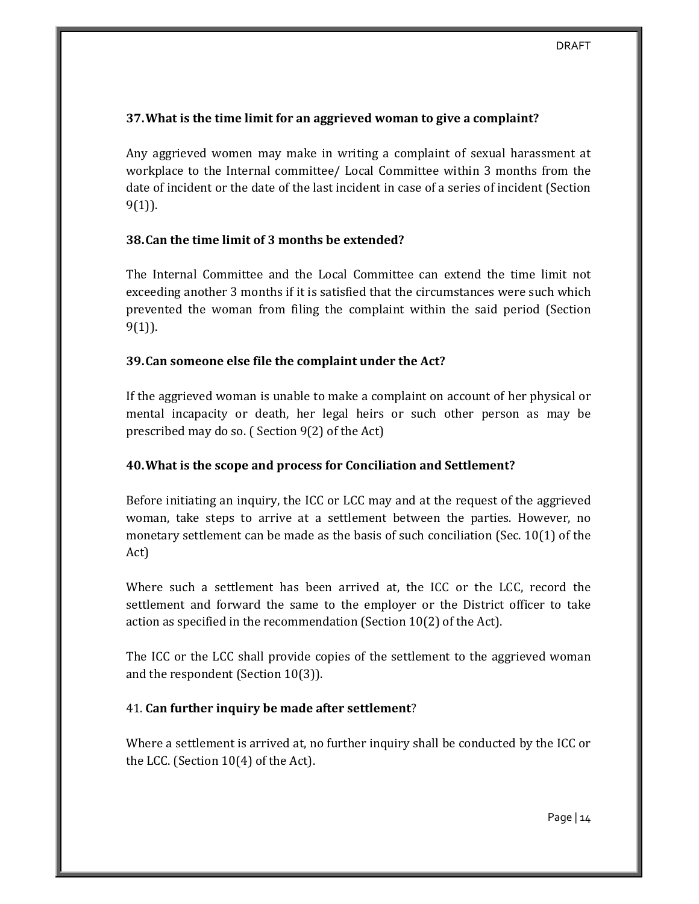**37. What is the time limit for an aggrieved woman to give a complaint?**

Any aggrieved women may make in writing a complaint of sexual harassment at workplace to the Internal committee/ Local Committee within 3 months from the date of incident or the date of the last incident in case of a series of incident (Section 9(1)).

**38. Can the time limit of 3 months be extended?**

The Internal Committee and the Local Committee can extend the time limit not exceeding another 3 months if it is satisfied that the circumstances were such which prevented the woman from filing the complaint within the said period (Section 9(1)).

**39. Can someone else file the complaint under the Act?**

If the aggrieved woman is unable to make a complaint on account of her physical or mental incapacity or death, her legal heirs or such other person as may be prescribed may do so. ( Section 9(2) of the Act)

**40. What is the scope and process for Conciliation and Settlement?**

Before initiating an inquiry, the ICC or LCC may and at the request of the aggrieved woman, take steps to arrive at a settlement between the parties. However, no monetary settlement can be made as the basis of such conciliation (Sec. 10(1) of the Act)

Where such a settlement has been arrived at, the ICC or the LCC, record the settlement and forward the same to the employer or the District officer to take action as specified in the recommendation (Section 10(2) of the Act).

The ICC or the LCC shall provide copies of the settlement to the aggrieved woman and the respondent (Section 10(3)).

41. **Can further inquiry be made after settlement**?

Where a settlement is arrived at, no further inquiry shall be conducted by the ICC or the LCC. (Section 10(4) of the Act).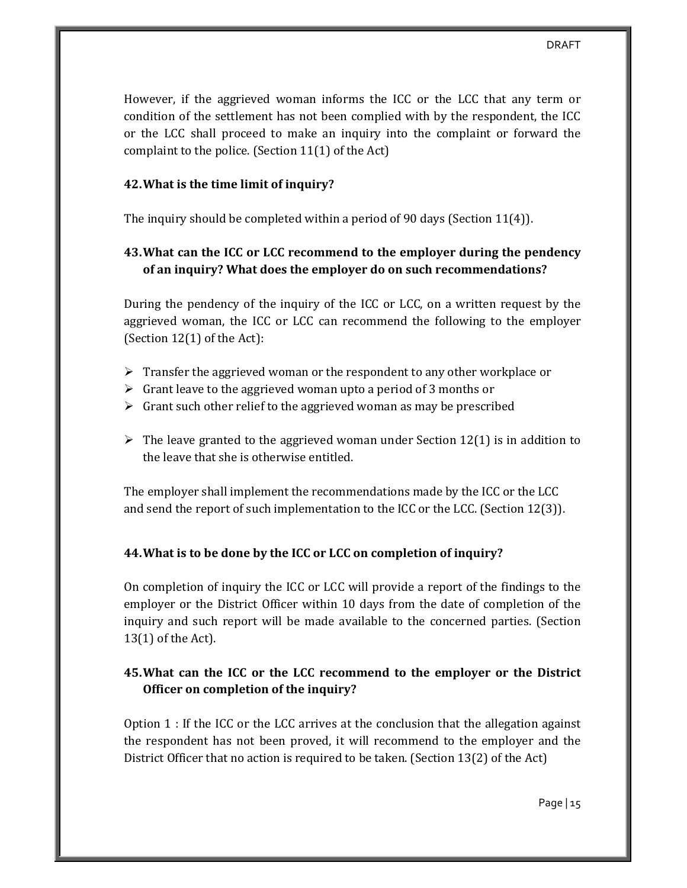However, if the aggrieved woman informs the ICC or the LCC that any term or condition of the settlement has not been complied with by the respondent, the ICC or the LCC shall proceed to make an inquiry into the complaint or forward the complaint to the police. (Section 11(1) of the Act)

### 42. What is the time limit of inquiry?

The inquiry should be completed within a period of 90 days (Section 11(4)).

### 43. What can the ICC or LCC recommend to the employer during the pendency of an inquiry? What does the employer do on such recommendations?

During the pendency of the inquiry of the ICC or LCC, on a written request by the aggrieved woman, the ICC or LCC can recommend the following to the employer (Section 12(1) of the Act):

- Transfer the aggrieved woman or the respondent to any other workplace or
- Grant leave to the aggrieved woman upto a period of 3 months or
- Grant such other relief to the aggrieved woman as may be prescribed

- The leave granted to the aggrieved woman under Section 12(1) is in addition to the leave that she is otherwise entitled.

The employer shall implement the recommendations made by the ICC or the LCC and send the report of such implementation to the ICC or the LCC. (Section 12(3)).

### 44. What is to be done by the ICC or LCC on completion of inquiry?

On completion of inquiry the ICC or LCC will provide a report of the findings to the employer or the District Officer within 10 days from the date of completion of the inquiry and such report will be made available to the concerned parties. (Section 13(1) of the Act).

### 45. What can the ICC or the LCC recommend to the employer or the District Officer on completion of the inquiry?

Option 1 : If the ICC or the LCC arrives at the conclusion that the allegation against the respondent has not been proved, it will recommend to the employer and the District Officer that no action is required to be taken. (Section 13(2) of the Act)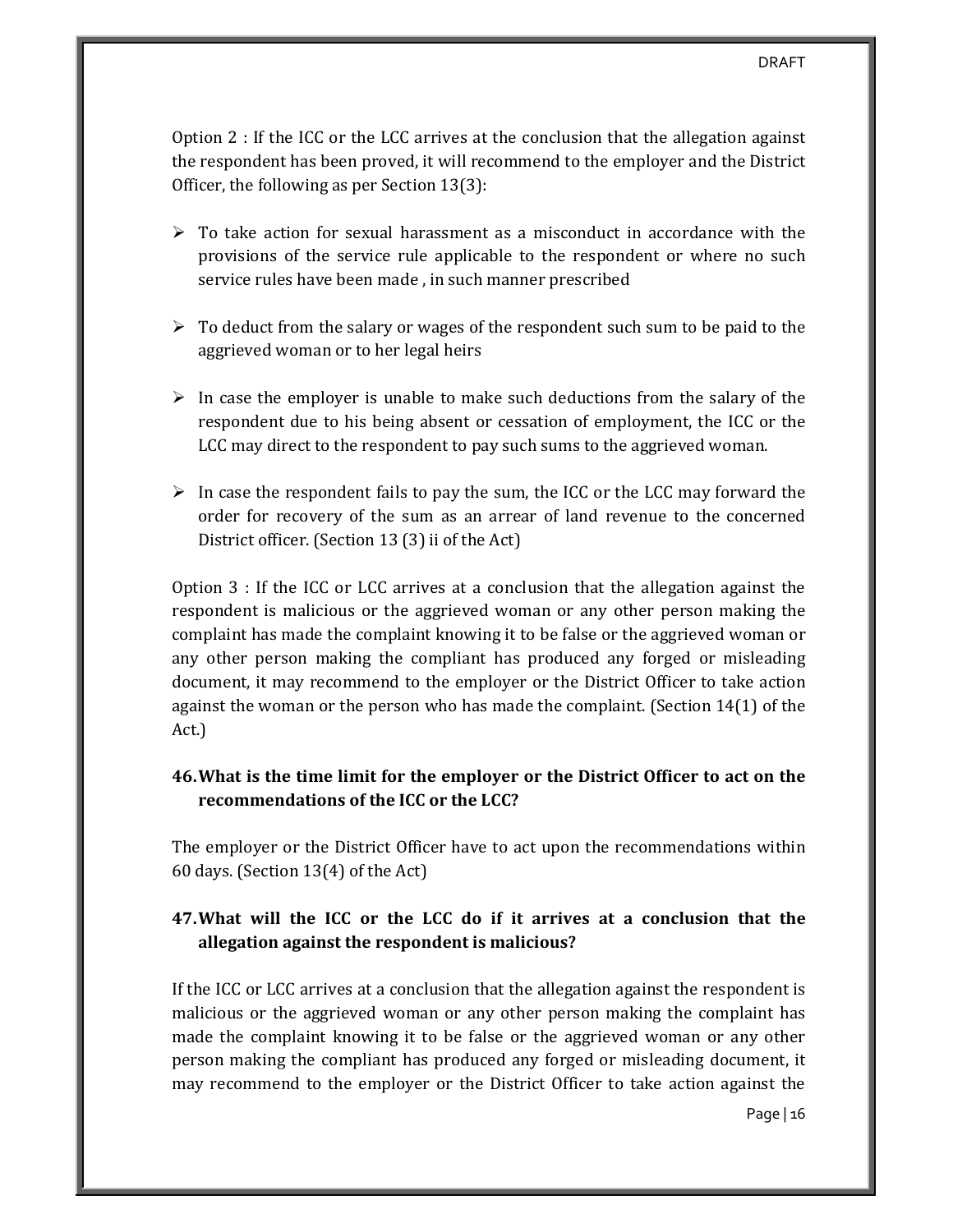Option 2 : If the ICC or the LCC arrives at the conclusion that the allegation against the respondent has been proved, it will recommend to the employer and the District Officer, the following as per Section 13(3):

- To take action for sexual harassment as a misconduct in accordance with the provisions of the service rule applicable to the respondent or where no such service rules have been made , in such manner prescribed

- To deduct from the salary or wages of the respondent such sum to be paid to the aggrieved woman or to her legal heirs

- In case the employer is unable to make such deductions from the salary of the respondent due to his being absent or cessation of employment, the ICC or the LCC may direct to the respondent to pay such sums to the aggrieved woman.

- In case the respondent fails to pay the sum, the ICC or the LCC may forward the order for recovery of the sum as an arrear of land revenue to the concerned District officer. (Section 13 (3) ii of the Act)

Option 3 : If the ICC or LCC arrives at a conclusion that the allegation against the respondent is malicious or the aggrieved woman or any other person making the complaint has made the complaint knowing it to be false or the aggrieved woman or any other person making the compliant has produced any forged or misleading document, it may recommend to the employer or the District Officer to take action against the woman or the person who has made the complaint. (Section 14(1) of the Act.)

### 46. What is the time limit for the employer or the District Officer to act on the recommendations of the ICC or the LCC?

The employer or the District Officer have to act upon the recommendations within 60 days. (Section 13(4) of the Act)

### 47. What will the ICC or the LCC do if it arrives at a conclusion that the allegation against the respondent is malicious?

If the ICC or LCC arrives at a conclusion that the allegation against the respondent is malicious or the aggrieved woman or any other person making the complaint has made the complaint knowing it to be false or the aggrieved woman or any other person making the compliant has produced any forged or misleading document, it may recommend to the employer or the District Officer to take action against the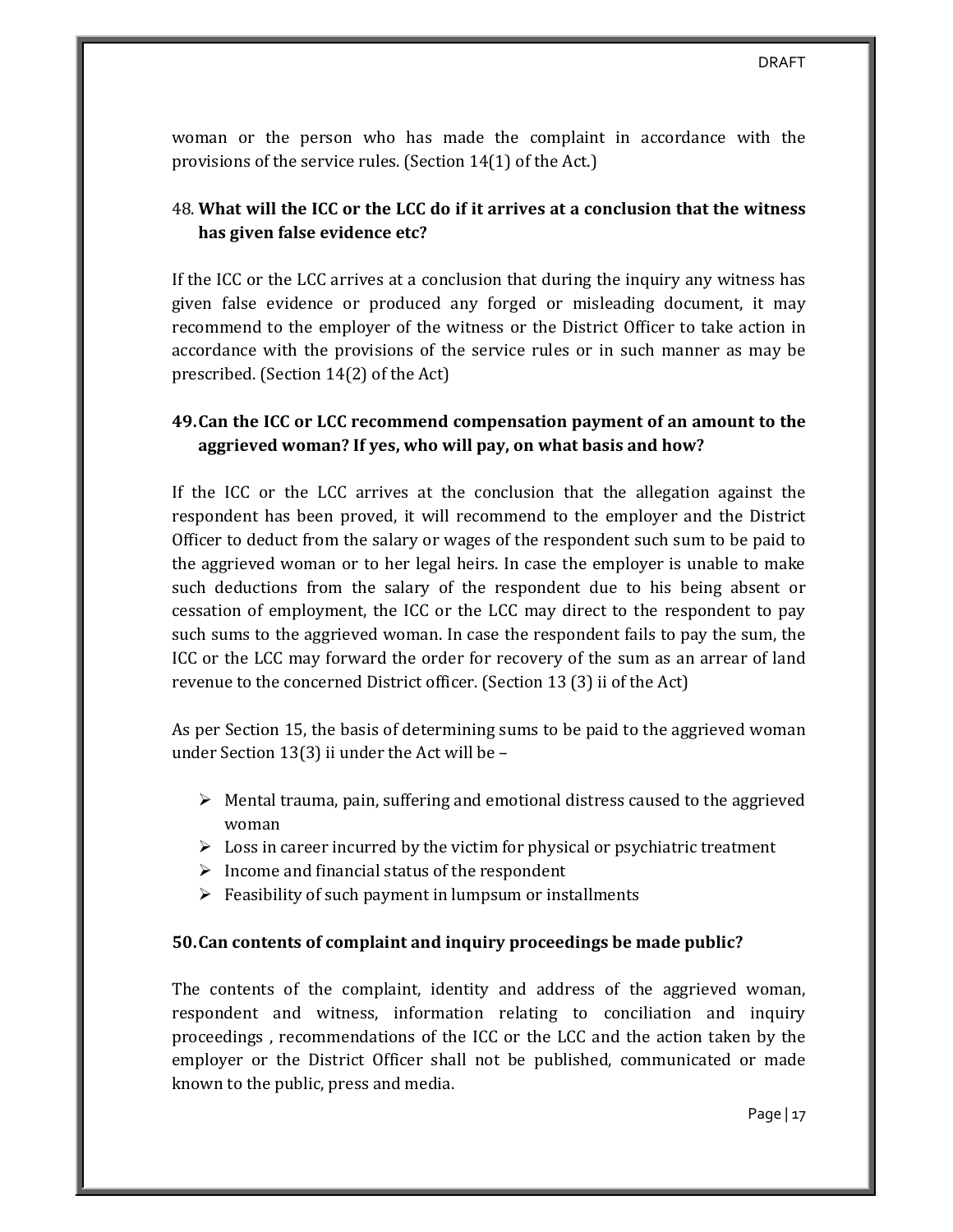woman or the person who has made the complaint in accordance with the provisions of the service rules. (Section 14(1) of the Act.)

48. **What will the ICC or the LCC do if it arrives at a conclusion that the witness has given false evidence etc?**

If the ICC or the LCC arrives at a conclusion that during the inquiry any witness has given false evidence or produced any forged or misleading document, it may recommend to the employer of the witness or the District Officer to take action in accordance with the provisions of the service rules or in such manner as may be prescribed. (Section 14(2) of the Act)

**49. Can the ICC or LCC recommend compensation payment of an amount to the aggrieved woman? If yes, who will pay, on what basis and how?**

If the ICC or the LCC arrives at the conclusion that the allegation against the respondent has been proved, it will recommend to the employer and the District Officer to deduct from the salary or wages of the respondent such sum to be paid to the aggrieved woman or to her legal heirs. In case the employer is unable to make such deductions from the salary of the respondent due to his being absent or cessation of employment, the ICC or the LCC may direct to the respondent to pay such sums to the aggrieved woman. In case the respondent fails to pay the sum, the ICC or the LCC may forward the order for recovery of the sum as an arrear of land revenue to the concerned District officer. (Section 13 (3) ii of the Act)

As per Section 15, the basis of determining sums to be paid to the aggrieved woman under Section 13(3) ii under the Act will be –

- Mental trauma, pain, suffering and emotional distress caused to the aggrieved woman
- Loss in career incurred by the victim for physical or psychiatric treatment
- Income and financial status of the respondent
- Feasibility of such payment in lumpsum or installments

**50. Can contents of complaint and inquiry proceedings be made public?**

The contents of the complaint, identity and address of the aggrieved woman, respondent and witness, information relating to conciliation and inquiry proceedings , recommendations of the ICC or the LCC and the action taken by the employer or the District Officer shall not be published, communicated or made known to the public, press and media.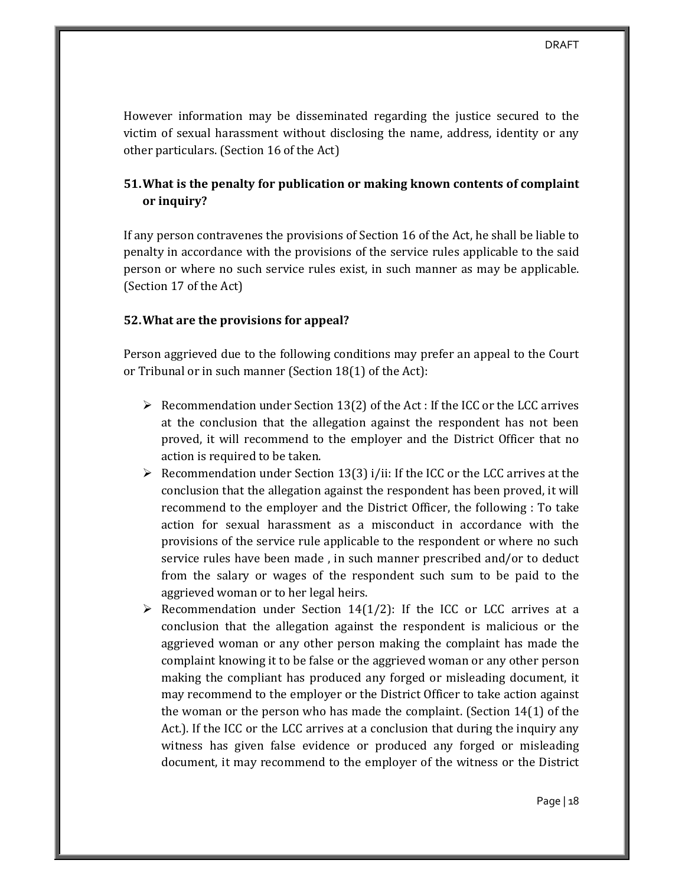However information may be disseminated regarding the justice secured to the victim of sexual harassment without disclosing the name, address, identity or any other particulars. (Section 16 of the Act)

### 51. What is the penalty for publication or making known contents of complaint or inquiry?

If any person contravenes the provisions of Section 16 of the Act, he shall be liable to penalty in accordance with the provisions of the service rules applicable to the said person or where no such service rules exist, in such manner as may be applicable. (Section 17 of the Act)

### 52. What are the provisions for appeal?

Person aggrieved due to the following conditions may prefer an appeal to the Court or Tribunal or in such manner (Section 18(1) of the Act):

- Recommendation under Section 13(2) of the Act : If the ICC or the LCC arrives at the conclusion that the allegation against the respondent has not been proved, it will recommend to the employer and the District Officer that no action is required to be taken.
- Recommendation under Section 13(3) i/ii: If the ICC or the LCC arrives at the conclusion that the allegation against the respondent has been proved, it will recommend to the employer and the District Officer, the following : To take action for sexual harassment as a misconduct in accordance with the provisions of the service rule applicable to the respondent or where no such service rules have been made , in such manner prescribed and/or to deduct from the salary or wages of the respondent such sum to be paid to the aggrieved woman or to her legal heirs.
- Recommendation under Section 14(1/2): If the ICC or LCC arrives at a conclusion that the allegation against the respondent is malicious or the aggrieved woman or any other person making the complaint has made the complaint knowing it to be false or the aggrieved woman or any other person making the compliant has produced any forged or misleading document, it may recommend to the employer or the District Officer to take action against the woman or the person who has made the complaint. (Section 14(1) of the Act.). If the ICC or the LCC arrives at a conclusion that during the inquiry any witness has given false evidence or produced any forged or misleading document, it may recommend to the employer of the witness or the District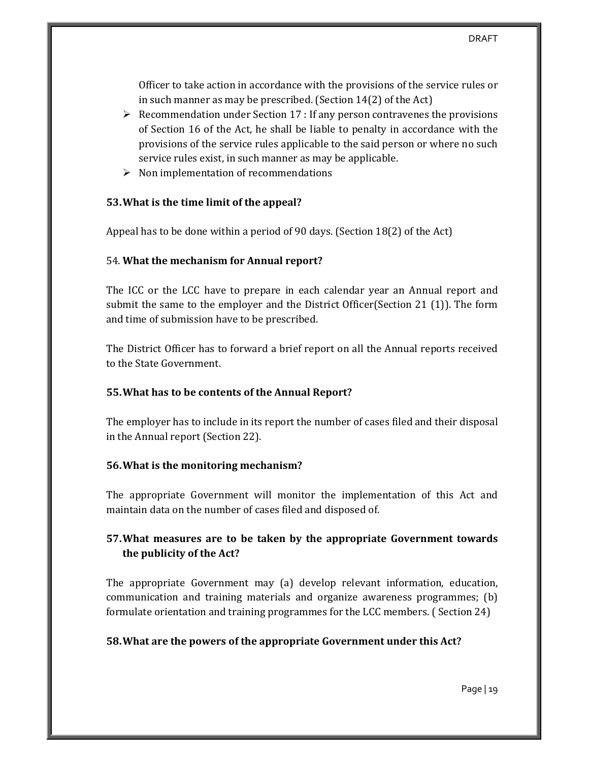Officer to take action in accordance with the provisions of the service rules or in such manner as may be prescribed. (Section 14(2) of the Act)

- Recommendation under Section 17 : If any person contravenes the provisions of Section 16 of the Act, he shall be liable to penalty in accordance with the provisions of the service rules applicable to the said person or where no such service rules exist, in such manner as may be applicable.
- Non implementation of recommendations

**53. What is the time limit of the appeal?**

Appeal has to be done within a period of 90 days. (Section 18(2) of the Act)

54. **What the mechanism for Annual report?**

The ICC or the LCC have to prepare in each calendar year an Annual report and submit the same to the employer and the District Officer(Section 21 (1)). The form and time of submission have to be prescribed.

The District Officer has to forward a brief report on all the Annual reports received to the State Government.

**55. What has to be contents of the Annual Report?**

The employer has to include in its report the number of cases filed and their disposal in the Annual report (Section 22).

**56. What is the monitoring mechanism?**

The appropriate Government will monitor the implementation of this Act and maintain data on the number of cases filed and disposed of.

**57. What measures are to be taken by the appropriate Government towards the publicity of the Act?**

The appropriate Government may (a) develop relevant information, education, communication and training materials and organize awareness programmes; (b) formulate orientation and training programmes for the LCC members. ( Section 24)

**58. What are the powers of the appropriate Government under this Act?**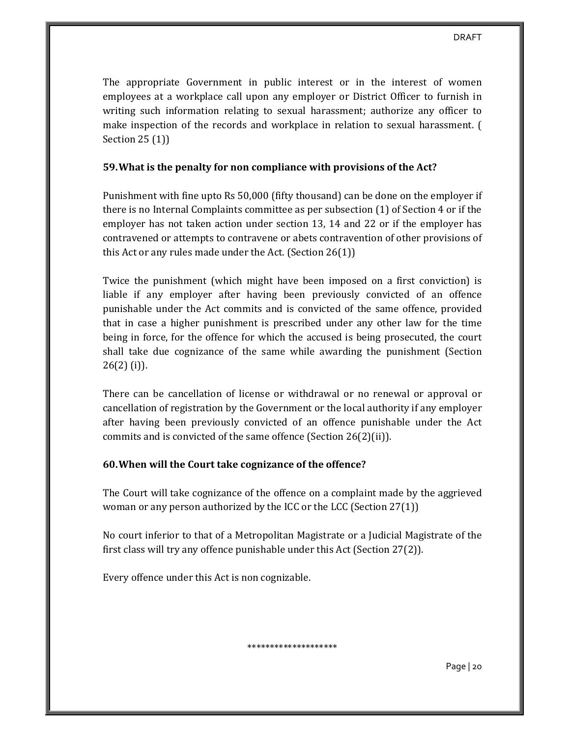The appropriate Government in public interest or in the interest of women employees at a workplace call upon any employer or District Officer to furnish in writing such information relating to sexual harassment; authorize any officer to make inspection of the records and workplace in relation to sexual harassment. ( Section 25 (1))

### 59. What is the penalty for non compliance with provisions of the Act?

Punishment with fine upto Rs 50,000 (fifty thousand) can be done on the employer if there is no Internal Complaints committee as per subsection (1) of Section 4 or if the employer has not taken action under section 13, 14 and 22 or if the employer has contravened or attempts to contravene or abets contravention of other provisions of this Act or any rules made under the Act. (Section 26(1))

Twice the punishment (which might have been imposed on a first conviction) is liable if any employer after having been previously convicted of an offence punishable under the Act commits and is convicted of the same offence, provided that in case a higher punishment is prescribed under any other law for the time being in force, for the offence for which the accused is being prosecuted, the court shall take due cognizance of the same while awarding the punishment (Section 26(2) (i)).

There can be cancellation of license or withdrawal or no renewal or approval or cancellation of registration by the Government or the local authority if any employer after having been previously convicted of an offence punishable under the Act commits and is convicted of the same offence (Section 26(2)(ii)).

### 60. When will the Court take cognizance of the offence?

The Court will take cognizance of the offence on a complaint made by the aggrieved woman or any person authorized by the ICC or the LCC (Section 27(1))

No court inferior to that of a Metropolitan Magistrate or a Judicial Magistrate of the first class will try any offence punishable under this Act (Section 27(2)).

Every offence under this Act is non cognizable.

*******************